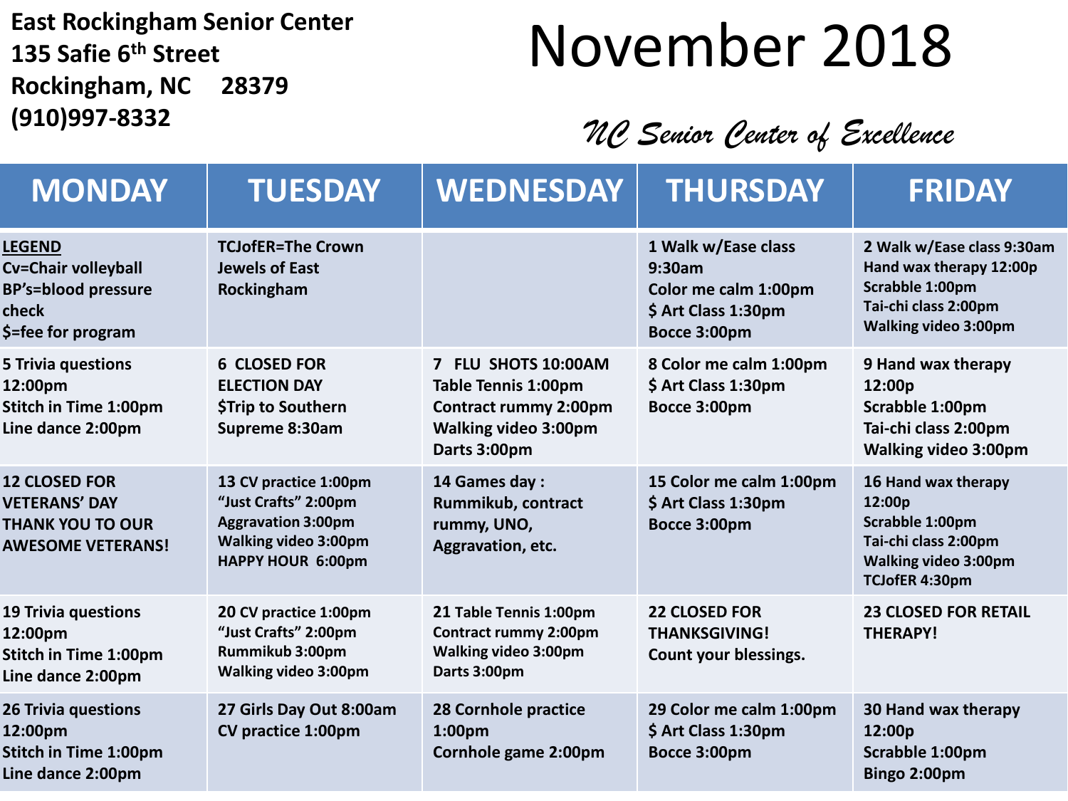**East Rockingham Senior Center**
**135 Safie 6th Street**
**Rockingham, NC 28379**
**(910)997-8332**

# November 2018

*NC Senior Center of Excellence*

| MONDAY | TUESDAY | WEDNESDAY | THURSDAY | FRIDAY |
|---|---|---|---|---|
| LEGEND<br>Cv=Chair volleyball<br>BP's=blood pressure check<br>$=fee for program | TCJofER=The Crown Jewels of East Rockingham | | 1 Walk w/Ease class 9:30am<br>Color me calm 1:00pm<br>$ Art Class 1:30pm<br>Bocce 3:00pm | 2 Walk w/Ease class 9:30am<br>Hand wax therapy 12:00p<br>Scrabble 1:00pm<br>Tai-chi class 2:00pm<br>Walking video 3:00pm |
| 5 Trivia questions 12:00pm<br>Stitch in Time 1:00pm<br>Line dance 2:00pm | 6 CLOSED FOR ELECTION DAY<br>$Trip to Southern Supreme 8:30am | 7 FLU SHOTS 10:00AM<br>Table Tennis 1:00pm<br>Contract rummy 2:00pm<br>Walking video 3:00pm<br>Darts 3:00pm | 8 Color me calm 1:00pm<br>$ Art Class 1:30pm<br>Bocce 3:00pm | 9 Hand wax therapy 12:00p<br>Scrabble 1:00pm<br>Tai-chi class 2:00pm<br>Walking video 3:00pm |
| 12 CLOSED FOR VETERANS' DAY<br>THANK YOU TO OUR AWESOME VETERANS! | 13 CV practice 1:00pm<br>"Just Crafts" 2:00pm<br>Aggravation 3:00pm<br>Walking video 3:00pm<br>HAPPY HOUR 6:00pm | 14 Games day :<br>Rummikub, contract rummy, UNO, Aggravation, etc. | 15 Color me calm 1:00pm<br>$ Art Class 1:30pm<br>Bocce 3:00pm | 16 Hand wax therapy 12:00p<br>Scrabble 1:00pm<br>Tai-chi class 2:00pm<br>Walking video 3:00pm<br>TCJofER 4:30pm |
| 19 Trivia questions 12:00pm<br>Stitch in Time 1:00pm<br>Line dance 2:00pm | 20 CV practice 1:00pm<br>"Just Crafts" 2:00pm<br>Rummikub 3:00pm<br>Walking video 3:00pm | 21 Table Tennis 1:00pm<br>Contract rummy 2:00pm<br>Walking video 3:00pm<br>Darts 3:00pm | 22 CLOSED FOR THANKSGIVING!<br>Count your blessings. | 23 CLOSED FOR RETAIL THERAPY! |
| 26 Trivia questions 12:00pm<br>Stitch in Time 1:00pm<br>Line dance 2:00pm | 27 Girls Day Out 8:00am<br>CV practice 1:00pm | 28 Cornhole practice 1:00pm<br>Cornhole game 2:00pm | 29 Color me calm 1:00pm<br>$ Art Class 1:30pm<br>Bocce 3:00pm | 30 Hand wax therapy 12:00p<br>Scrabble 1:00pm<br>Bingo 2:00pm |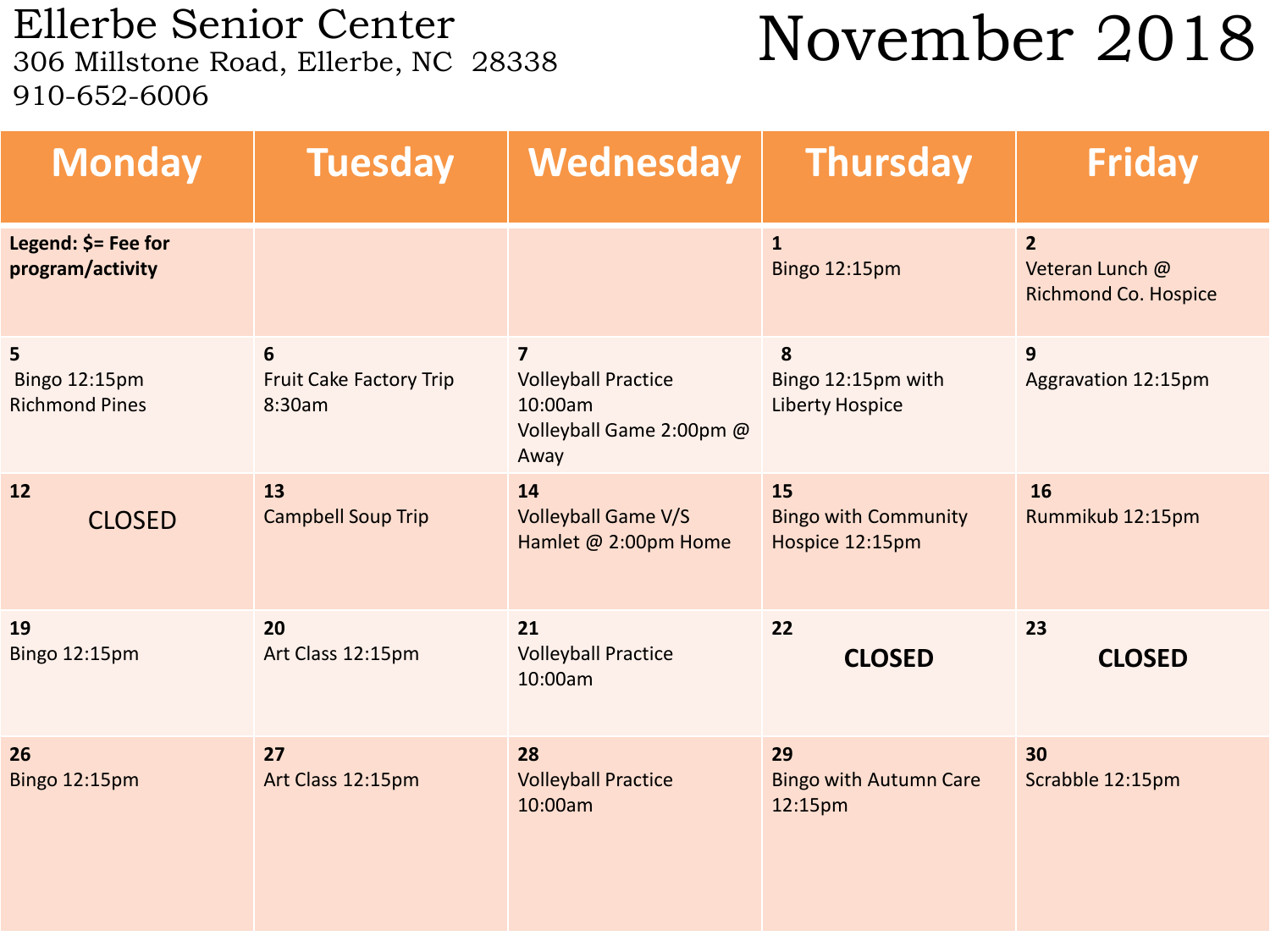# Ellerbe Senior Center

306 Millstone Road, Ellerbe, NC 28338
910-652-6006

# November 2018

| Monday | Tuesday | Wednesday | Thursday | Friday |
|---|---|---|---|---|
| **Legend: $= Fee for program/activity** | | | **1** Bingo 12:15pm | **2** Veteran Lunch @ Richmond Co. Hospice |
| **5** Bingo 12:15pm Richmond Pines | **6** Fruit Cake Factory Trip 8:30am | **7** Volleyball Practice 10:00am Volleyball Game 2:00pm @ Away | **8** Bingo 12:15pm with Liberty Hospice | **9** Aggravation 12:15pm |
| **12** CLOSED | **13** Campbell Soup Trip | **14** Volleyball Game V/S Hamlet @ 2:00pm Home | **15** Bingo with Community Hospice 12:15pm | **16** Rummikub 12:15pm |
| **19** Bingo 12:15pm | **20** Art Class 12:15pm | **21** Volleyball Practice 10:00am | **22** **CLOSED** | **23** **CLOSED** |
| **26** Bingo 12:15pm | **27** Art Class 12:15pm | **28** Volleyball Practice 10:00am | **29** Bingo with Autumn Care 12:15pm | **30** Scrabble 12:15pm |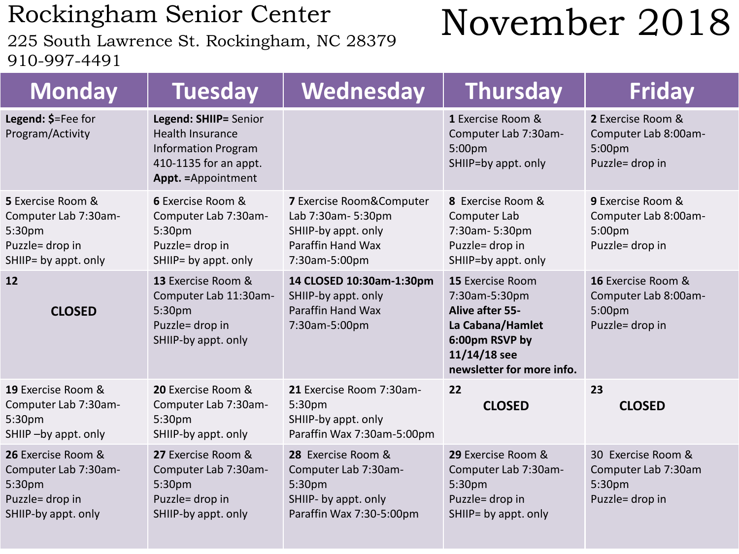# Rockingham Senior Center

225 South Lawrence St. Rockingham, NC 28379
910-997-4491

# November 2018

| Monday | Tuesday | Wednesday | Thursday | Friday |
|---|---|---|---|---|
| **Legend: $**=Fee for Program/Activity | **Legend: SHIIP=** Senior Health Insurance Information Program 410-1135 for an appt. **Appt.** =Appointment | | **1** Exercise Room & Computer Lab 7:30am-5:00pm SHIIP=by appt. only | **2** Exercise Room & Computer Lab 8:00am-5:00pm Puzzle= drop in |
| **5** Exercise Room & Computer Lab 7:30am-5:30pm Puzzle= drop in SHIIP= by appt. only | **6** Exercise Room & Computer Lab 7:30am-5:30pm Puzzle= drop in SHIIP= by appt. only | **7** Exercise Room&Computer Lab 7:30am- 5:30pm SHIIP-by appt. only Paraffin Hand Wax 7:30am-5:00pm | **8** Exercise Room & Computer Lab 7:30am- 5:30pm Puzzle= drop in SHIIP=by appt. only | **9** Exercise Room & Computer Lab 8:00am-5:00pm Puzzle= drop in |
| **12** **CLOSED** | **13** Exercise Room & Computer Lab 11:30am-5:30pm Puzzle= drop in SHIIP-by appt. only | **14 CLOSED 10:30am-1:30pm** SHIIP-by appt. only Paraffin Hand Wax 7:30am-5:00pm | **15** Exercise Room 7:30am-5:30pm **Alive after 55- La Cabana/Hamlet 6:00pm RSVP by 11/14/18 see newsletter for more info.** | **16** Exercise Room & Computer Lab 8:00am-5:00pm Puzzle= drop in |
| **19** Exercise Room & Computer Lab 7:30am-5:30pm SHIIP –by appt. only | **20** Exercise Room & Computer Lab 7:30am-5:30pm SHIIP-by appt. only | **21** Exercise Room 7:30am-5:30pm SHIIP-by appt. only Paraffin Wax 7:30am-5:00pm | **22** **CLOSED** | **23** **CLOSED** |
| **26** Exercise Room & Computer Lab 7:30am-5:30pm Puzzle= drop in SHIIP-by appt. only | **27** Exercise Room & Computer Lab 7:30am-5:30pm Puzzle= drop in SHIIP-by appt. only | **28** Exercise Room & Computer Lab 7:30am-5:30pm SHIIP- by appt. only Paraffin Wax 7:30-5:00pm | **29** Exercise Room & Computer Lab 7:30am-5:30pm Puzzle= drop in SHIIP= by appt. only | 30 Exercise Room & Computer Lab 7:30am 5:30pm Puzzle= drop in |